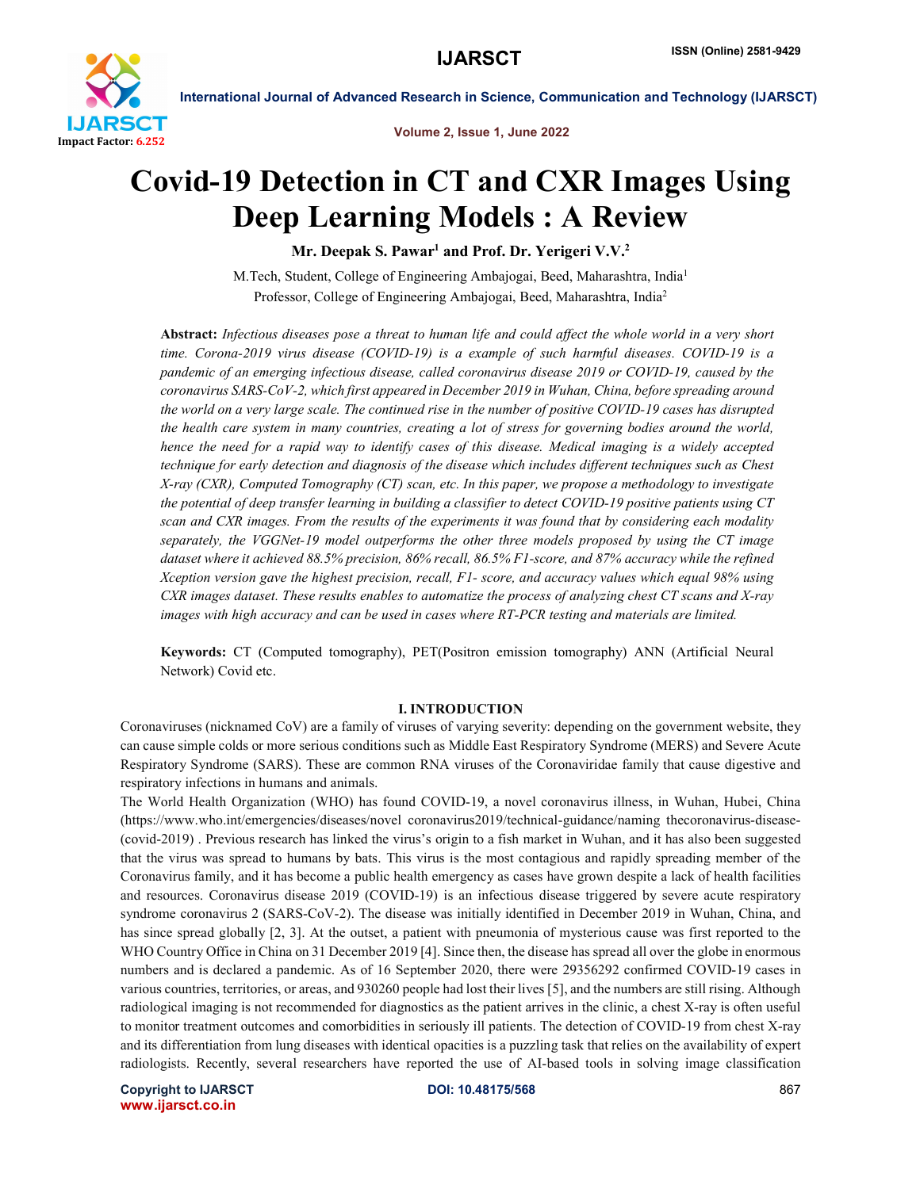# Covid-19 Detection in CT and CXR Images Using Deep Learning Models : A Review

**Mr. Deepak S. Pawar[1] and Prof. Dr. Yerigeri V.V.[2]**

M.Tech, Student, College of Engineering Ambajogai, Beed, Maharashtra, India[1]

Professor, College of Engineering Ambajogai, Beed, Maharashtra, India[2]

**Abstract:** *Infectious diseases pose a threat to human life and could affect the whole world in a very short time. Corona-2019 virus disease (COVID-19) is a example of such harmful diseases. COVID-19 is a pandemic of an emerging infectious disease, called coronavirus disease 2019 or COVID-19, caused by the coronavirus SARS-CoV-2, which first appeared in December 2019 in Wuhan, China, before spreading around the world on a very large scale. The continued rise in the number of positive COVID-19 cases has disrupted the health care system in many countries, creating a lot of stress for governing bodies around the world, hence the need for a rapid way to identify cases of this disease. Medical imaging is a widely accepted technique for early detection and diagnosis of the disease which includes different techniques such as Chest X-ray (CXR), Computed Tomography (CT) scan, etc. In this paper, we propose a methodology to investigate the potential of deep transfer learning in building a classifier to detect COVID-19 positive patients using CT scan and CXR images. From the results of the experiments it was found that by considering each modality separately, the VGGNet-19 model outperforms the other three models proposed by using the CT image dataset where it achieved 88.5% precision, 86% recall, 86.5% F1-score, and 87% accuracy while the refined Xception version gave the highest precision, recall, F1- score, and accuracy values which equal 98% using CXR images dataset. These results enables to automatize the process of analyzing chest CT scans and X-ray images with high accuracy and can be used in cases where RT-PCR testing and materials are limited.*

**Keywords:** CT (Computed tomography), PET(Positron emission tomography) ANN (Artificial Neural Network) Covid etc.

## I. INTRODUCTION

Coronaviruses (nicknamed CoV) are a family of viruses of varying severity: depending on the government website, they can cause simple colds or more serious conditions such as Middle East Respiratory Syndrome (MERS) and Severe Acute Respiratory Syndrome (SARS). These are common RNA viruses of the Coronaviridae family that cause digestive and respiratory infections in humans and animals.

The World Health Organization (WHO) has found COVID-19, a novel coronavirus illness, in Wuhan, Hubei, China (https://www.who.int/emergencies/diseases/novel coronavirus2019/technical-guidance/naming thecoronavirus-disease-(covid-2019) . Previous research has linked the virus's origin to a fish market in Wuhan, and it has also been suggested that the virus was spread to humans by bats. This virus is the most contagious and rapidly spreading member of the Coronavirus family, and it has become a public health emergency as cases have grown despite a lack of health facilities and resources. Coronavirus disease 2019 (COVID-19) is an infectious disease triggered by severe acute respiratory syndrome coronavirus 2 (SARS-CoV-2). The disease was initially identified in December 2019 in Wuhan, China, and has since spread globally [2, 3]. At the outset, a patient with pneumonia of mysterious cause was first reported to the WHO Country Office in China on 31 December 2019 [4]. Since then, the disease has spread all over the globe in enormous numbers and is declared a pandemic. As of 16 September 2020, there were 29356292 confirmed COVID-19 cases in various countries, territories, or areas, and 930260 people had lost their lives [5], and the numbers are still rising. Although radiological imaging is not recommended for diagnostics as the patient arrives in the clinic, a chest X-ray is often useful to monitor treatment outcomes and comorbidities in seriously ill patients. The detection of COVID-19 from chest X-ray and its differentiation from lung diseases with identical opacities is a puzzling task that relies on the availability of expert radiologists. Recently, several researchers have reported the use of AI-based tools in solving image classification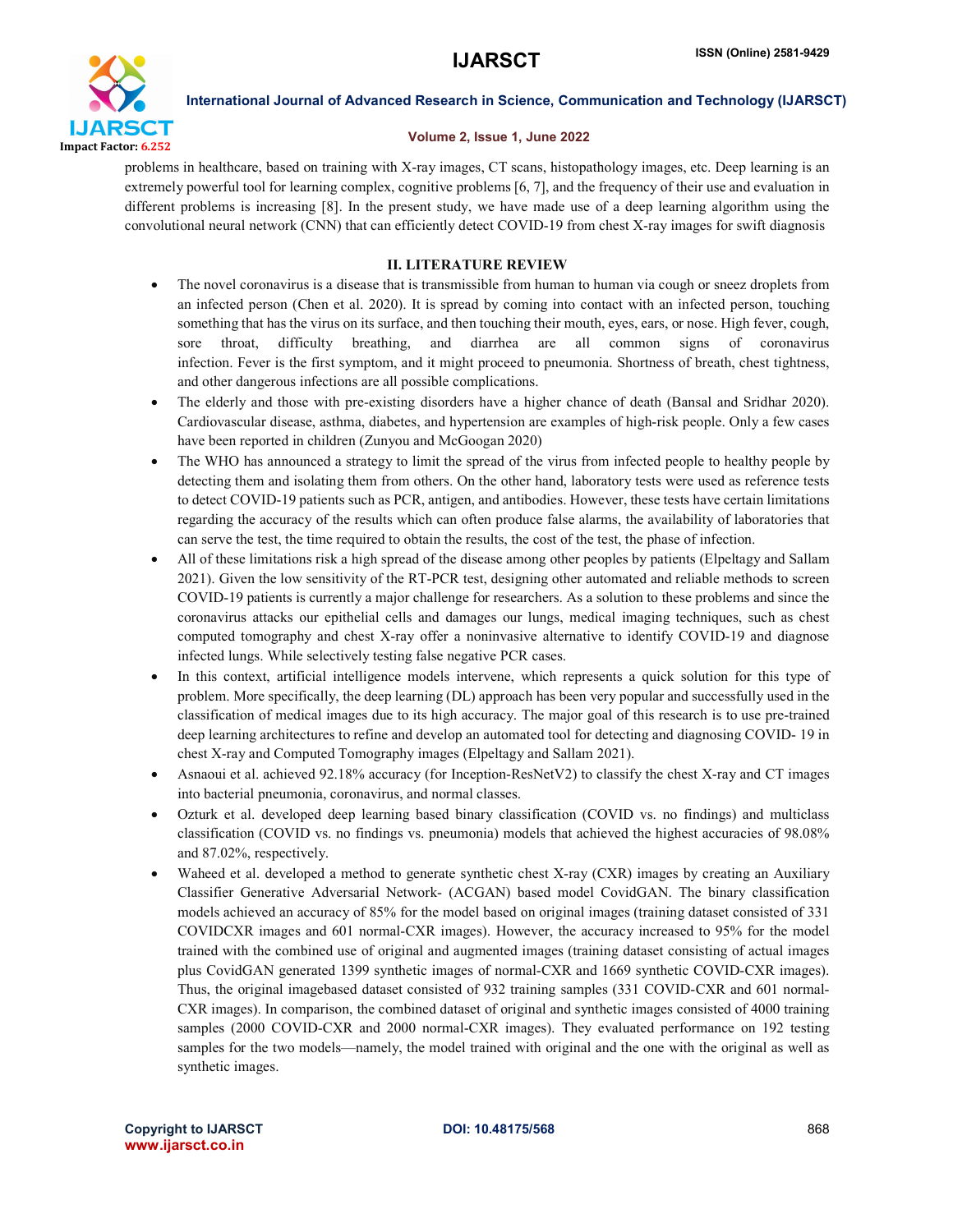problems in healthcare, based on training with X-ray images, CT scans, histopathology images, etc. Deep learning is an extremely powerful tool for learning complex, cognitive problems [6, 7], and the frequency of their use and evaluation in different problems is increasing [8]. In the present study, we have made use of a deep learning algorithm using the convolutional neural network (CNN) that can efficiently detect COVID-19 from chest X-ray images for swift diagnosis

## II. LITERATURE REVIEW

- The novel coronavirus is a disease that is transmissible from human to human via cough or sneez droplets from an infected person (Chen et al. 2020). It is spread by coming into contact with an infected person, touching something that has the virus on its surface, and then touching their mouth, eyes, ears, or nose. High fever, cough, sore throat, difficulty breathing, and diarrhea are all common signs of coronavirus infection. Fever is the first symptom, and it might proceed to pneumonia. Shortness of breath, chest tightness, and other dangerous infections are all possible complications.
- The elderly and those with pre-existing disorders have a higher chance of death (Bansal and Sridhar 2020). Cardiovascular disease, asthma, diabetes, and hypertension are examples of high-risk people. Only a few cases have been reported in children (Zunyou and McGoogan 2020)
- The WHO has announced a strategy to limit the spread of the virus from infected people to healthy people by detecting them and isolating them from others. On the other hand, laboratory tests were used as reference tests to detect COVID-19 patients such as PCR, antigen, and antibodies. However, these tests have certain limitations regarding the accuracy of the results which can often produce false alarms, the availability of laboratories that can serve the test, the time required to obtain the results, the cost of the test, the phase of infection.
- All of these limitations risk a high spread of the disease among other peoples by patients (Elpeltagy and Sallam 2021). Given the low sensitivity of the RT-PCR test, designing other automated and reliable methods to screen COVID-19 patients is currently a major challenge for researchers. As a solution to these problems and since the coronavirus attacks our epithelial cells and damages our lungs, medical imaging techniques, such as chest computed tomography and chest X-ray offer a noninvasive alternative to identify COVID-19 and diagnose infected lungs. While selectively testing false negative PCR cases.
- In this context, artificial intelligence models intervene, which represents a quick solution for this type of problem. More specifically, the deep learning (DL) approach has been very popular and successfully used in the classification of medical images due to its high accuracy. The major goal of this research is to use pre-trained deep learning architectures to refine and develop an automated tool for detecting and diagnosing COVID- 19 in chest X-ray and Computed Tomography images (Elpeltagy and Sallam 2021).
- Asnaoui et al. achieved 92.18% accuracy (for Inception-ResNetV2) to classify the chest X-ray and CT images into bacterial pneumonia, coronavirus, and normal classes.
- Ozturk et al. developed deep learning based binary classification (COVID vs. no findings) and multiclass classification (COVID vs. no findings vs. pneumonia) models that achieved the highest accuracies of 98.08% and 87.02%, respectively.
- Waheed et al. developed a method to generate synthetic chest X-ray (CXR) images by creating an Auxiliary Classifier Generative Adversarial Network- (ACGAN) based model CovidGAN. The binary classification models achieved an accuracy of 85% for the model based on original images (training dataset consisted of 331 COVIDCXR images and 601 normal-CXR images). However, the accuracy increased to 95% for the model trained with the combined use of original and augmented images (training dataset consisting of actual images plus CovidGAN generated 1399 synthetic images of normal-CXR and 1669 synthetic COVID-CXR images). Thus, the original imagebased dataset consisted of 932 training samples (331 COVID-CXR and 601 normal-CXR images). In comparison, the combined dataset of original and synthetic images consisted of 4000 training samples (2000 COVID-CXR and 2000 normal-CXR images). They evaluated performance on 192 testing samples for the two models—namely, the model trained with original and the one with the original as well as synthetic images.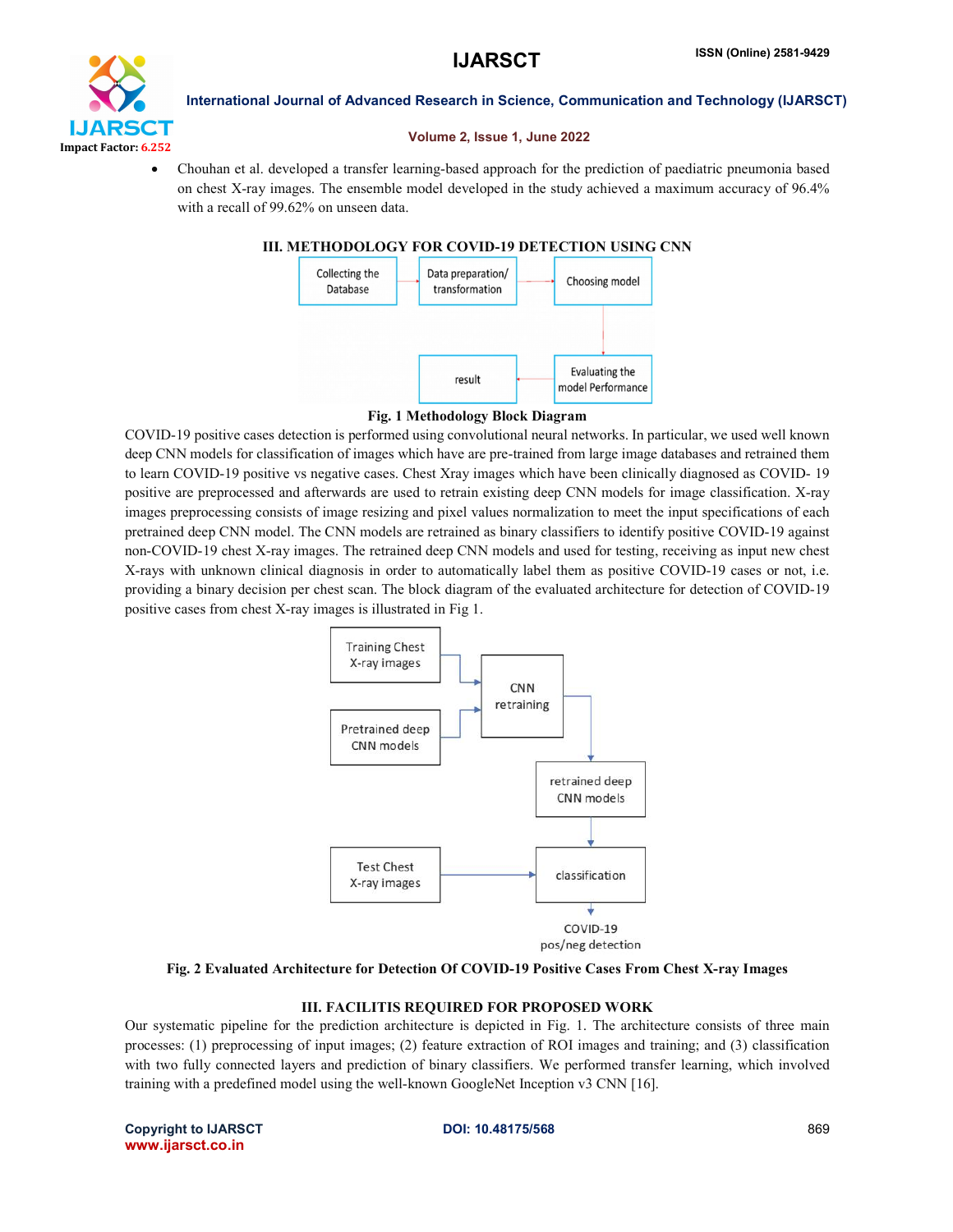- Chouhan et al. developed a transfer learning-based approach for the prediction of paediatric pneumonia based on chest X-ray images. The ensemble model developed in the study achieved a maximum accuracy of 96.4% with a recall of 99.62% on unseen data.

## III. METHODOLOGY FOR COVID-19 DETECTION USING CNN

**Fig. 1 Methodology Block Diagram**

COVID-19 positive cases detection is performed using convolutional neural networks. In particular, we used well known deep CNN models for classification of images which have are pre-trained from large image databases and retrained them to learn COVID-19 positive vs negative cases. Chest Xray images which have been clinically diagnosed as COVID- 19 positive are preprocessed and afterwards are used to retrain existing deep CNN models for image classification. X-ray images preprocessing consists of image resizing and pixel values normalization to meet the input specifications of each pretrained deep CNN model. The CNN models are retrained as binary classifiers to identify positive COVID-19 against non-COVID-19 chest X-ray images. The retrained deep CNN models and used for testing, receiving as input new chest X-rays with unknown clinical diagnosis in order to automatically label them as positive COVID-19 cases or not, i.e. providing a binary decision per chest scan. The block diagram of the evaluated architecture for detection of COVID-19 positive cases from chest X-ray images is illustrated in Fig 1.

**Fig. 2 Evaluated Architecture for Detection Of COVID-19 Positive Cases From Chest X-ray Images**

## III. FACILITIS REQUIRED FOR PROPOSED WORK

Our systematic pipeline for the prediction architecture is depicted in Fig. 1. The architecture consists of three main processes: (1) preprocessing of input images; (2) feature extraction of ROI images and training; and (3) classification with two fully connected layers and prediction of binary classifiers. We performed transfer learning, which involved training with a predefined model using the well-known GoogleNet Inception v3 CNN [16].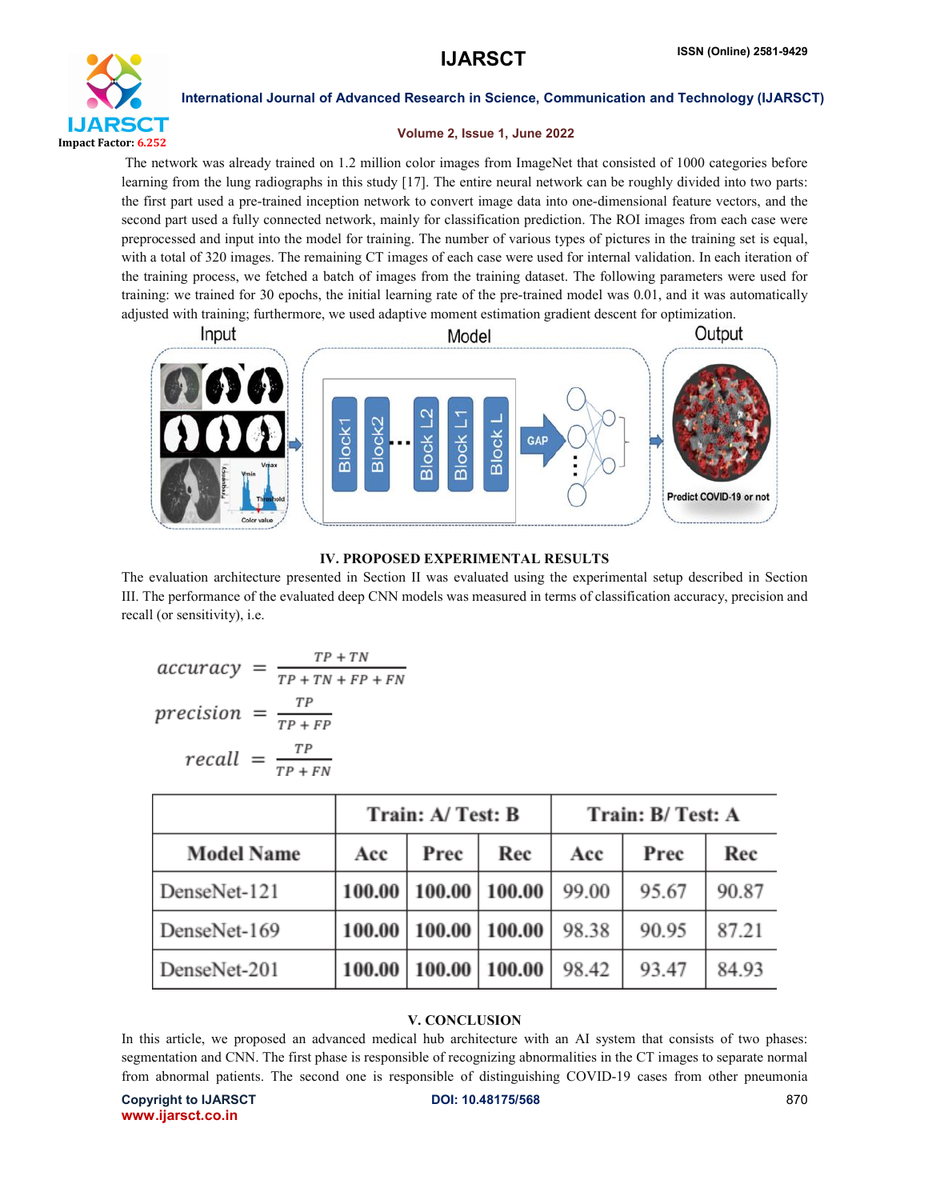The network was already trained on 1.2 million color images from ImageNet that consisted of 1000 categories before learning from the lung radiographs in this study [17]. The entire neural network can be roughly divided into two parts: the first part used a pre-trained inception network to convert image data into one-dimensional feature vectors, and the second part used a fully connected network, mainly for classification prediction. The ROI images from each case were preprocessed and input into the model for training. The number of various types of pictures in the training set is equal, with a total of 320 images. The remaining CT images of each case were used for internal validation. In each iteration of the training process, we fetched a batch of images from the training dataset. The following parameters were used for training: we trained for 30 epochs, the initial learning rate of the pre-trained model was 0.01, and it was automatically adjusted with training; furthermore, we used adaptive moment estimation gradient descent for optimization.

## IV. PROPOSED EXPERIMENTAL RESULTS

The evaluation architecture presented in Section II was evaluated using the experimental setup described in Section III. The performance of the evaluated deep CNN models was measured in terms of classification accuracy, precision and recall (or sensitivity), i.e.

$$accuracy = \frac{TP + TN}{TP + TN + FP + FN}$$

$$precision = \frac{TP}{TP + FP}$$

$$recall = \frac{TP}{TP + FN}$$

| | Train: A/ Test: B | | | Train: B/ Test: A | | |
|---|---|---|---|---|---|---|
| **Model Name** | **Acc** | **Prec** | **Rec** | **Acc** | **Prec** | **Rec** |
| DenseNet-121 | **100.00** | **100.00** | **100.00** | 99.00 | 95.67 | 90.87 |
| DenseNet-169 | **100.00** | **100.00** | **100.00** | 98.38 | 90.95 | 87.21 |
| DenseNet-201 | **100.00** | **100.00** | **100.00** | 98.42 | 93.47 | 84.93 |

## V. CONCLUSION

In this article, we proposed an advanced medical hub architecture with an AI system that consists of two phases: segmentation and CNN. The first phase is responsible of recognizing abnormalities in the CT images to separate normal from abnormal patients. The second one is responsible of distinguishing COVID-19 cases from other pneumonia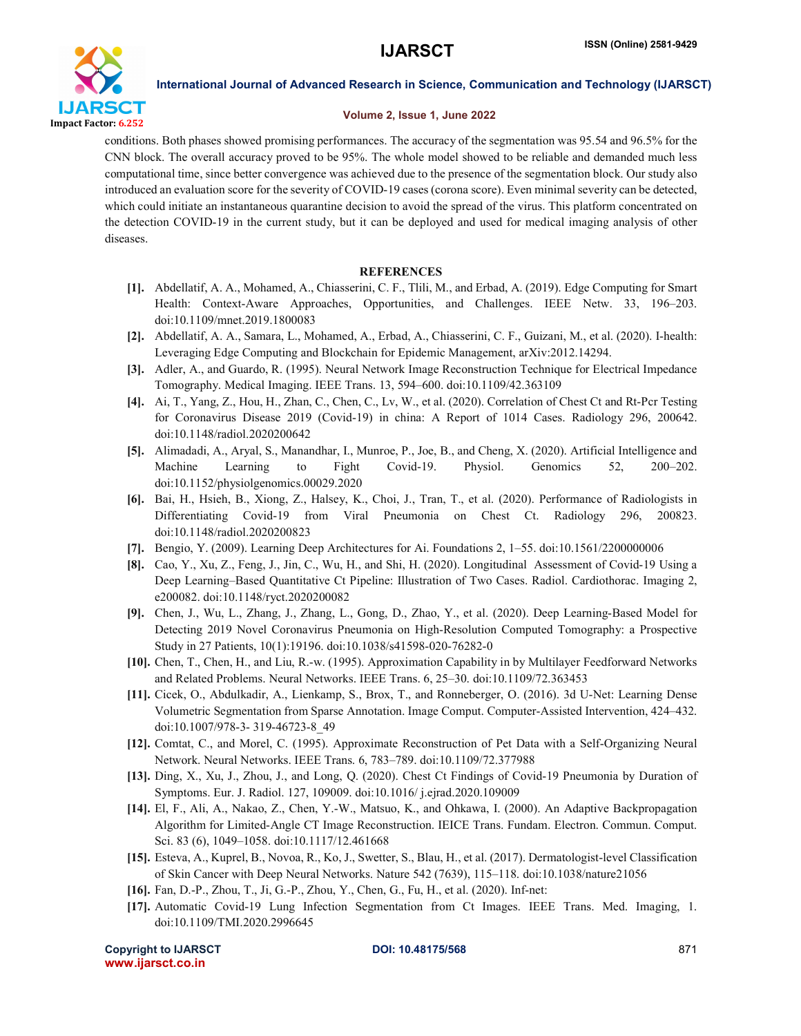conditions. Both phases showed promising performances. The accuracy of the segmentation was 95.54 and 96.5% for the CNN block. The overall accuracy proved to be 95%. The whole model showed to be reliable and demanded much less computational time, since better convergence was achieved due to the presence of the segmentation block. Our study also introduced an evaluation score for the severity of COVID-19 cases (corona score). Even minimal severity can be detected, which could initiate an instantaneous quarantine decision to avoid the spread of the virus. This platform concentrated on the detection COVID-19 in the current study, but it can be deployed and used for medical imaging analysis of other diseases.

## REFERENCES

- [1]. Abdellatif, A. A., Mohamed, A., Chiasserini, C. F., Tlili, M., and Erbad, A. (2019). Edge Computing for Smart Health: Context-Aware Approaches, Opportunities, and Challenges. IEEE Netw. 33, 196–203. doi:10.1109/mnet.2019.1800083
- [2]. Abdellatif, A. A., Samara, L., Mohamed, A., Erbad, A., Chiasserini, C. F., Guizani, M., et al. (2020). I-health: Leveraging Edge Computing and Blockchain for Epidemic Management, arXiv:2012.14294.
- [3]. Adler, A., and Guardo, R. (1995). Neural Network Image Reconstruction Technique for Electrical Impedance Tomography. Medical Imaging. IEEE Trans. 13, 594–600. doi:10.1109/42.363109
- [4]. Ai, T., Yang, Z., Hou, H., Zhan, C., Chen, C., Lv, W., et al. (2020). Correlation of Chest Ct and Rt-Pcr Testing for Coronavirus Disease 2019 (Covid-19) in china: A Report of 1014 Cases. Radiology 296, 200642. doi:10.1148/radiol.2020200642
- [5]. Alimadadi, A., Aryal, S., Manandhar, I., Munroe, P., Joe, B., and Cheng, X. (2020). Artificial Intelligence and Machine Learning to Fight Covid-19. Physiol. Genomics 52, 200–202. doi:10.1152/physiolgenomics.00029.2020
- [6]. Bai, H., Hsieh, B., Xiong, Z., Halsey, K., Choi, J., Tran, T., et al. (2020). Performance of Radiologists in Differentiating Covid-19 from Viral Pneumonia on Chest Ct. Radiology 296, 200823. doi:10.1148/radiol.2020200823
- [7]. Bengio, Y. (2009). Learning Deep Architectures for Ai. Foundations 2, 1–55. doi:10.1561/2200000006
- [8]. Cao, Y., Xu, Z., Feng, J., Jin, C., Wu, H., and Shi, H. (2020). Longitudinal Assessment of Covid-19 Using a Deep Learning–Based Quantitative Ct Pipeline: Illustration of Two Cases. Radiol. Cardiothorac. Imaging 2, e200082. doi:10.1148/ryct.2020200082
- [9]. Chen, J., Wu, L., Zhang, J., Zhang, L., Gong, D., Zhao, Y., et al. (2020). Deep Learning-Based Model for Detecting 2019 Novel Coronavirus Pneumonia on High-Resolution Computed Tomography: a Prospective Study in 27 Patients, 10(1):19196. doi:10.1038/s41598-020-76282-0
- [10]. Chen, T., Chen, H., and Liu, R.-w. (1995). Approximation Capability in by Multilayer Feedforward Networks and Related Problems. Neural Networks. IEEE Trans. 6, 25–30. doi:10.1109/72.363453
- [11]. Cicek, O., Abdulkadir, A., Lienkamp, S., Brox, T., and Ronneberger, O. (2016). 3d U-Net: Learning Dense Volumetric Segmentation from Sparse Annotation. Image Comput. Computer-Assisted Intervention, 424–432. doi:10.1007/978-3- 319-46723-8_49
- [12]. Comtat, C., and Morel, C. (1995). Approximate Reconstruction of Pet Data with a Self-Organizing Neural Network. Neural Networks. IEEE Trans. 6, 783–789. doi:10.1109/72.377988
- [13]. Ding, X., Xu, J., Zhou, J., and Long, Q. (2020). Chest Ct Findings of Covid-19 Pneumonia by Duration of Symptoms. Eur. J. Radiol. 127, 109009. doi:10.1016/ j.ejrad.2020.109009
- [14]. El, F., Ali, A., Nakao, Z., Chen, Y.-W., Matsuo, K., and Ohkawa, I. (2000). An Adaptive Backpropagation Algorithm for Limited-Angle CT Image Reconstruction. IEICE Trans. Fundam. Electron. Commun. Comput. Sci. 83 (6), 1049–1058. doi:10.1117/12.461668
- [15]. Esteva, A., Kuprel, B., Novoa, R., Ko, J., Swetter, S., Blau, H., et al. (2017). Dermatologist-level Classification of Skin Cancer with Deep Neural Networks. Nature 542 (7639), 115–118. doi:10.1038/nature21056
- [16]. Fan, D.-P., Zhou, T., Ji, G.-P., Zhou, Y., Chen, G., Fu, H., et al. (2020). Inf-net:
- [17]. Automatic Covid-19 Lung Infection Segmentation from Ct Images. IEEE Trans. Med. Imaging, 1. doi:10.1109/TMI.2020.2996645